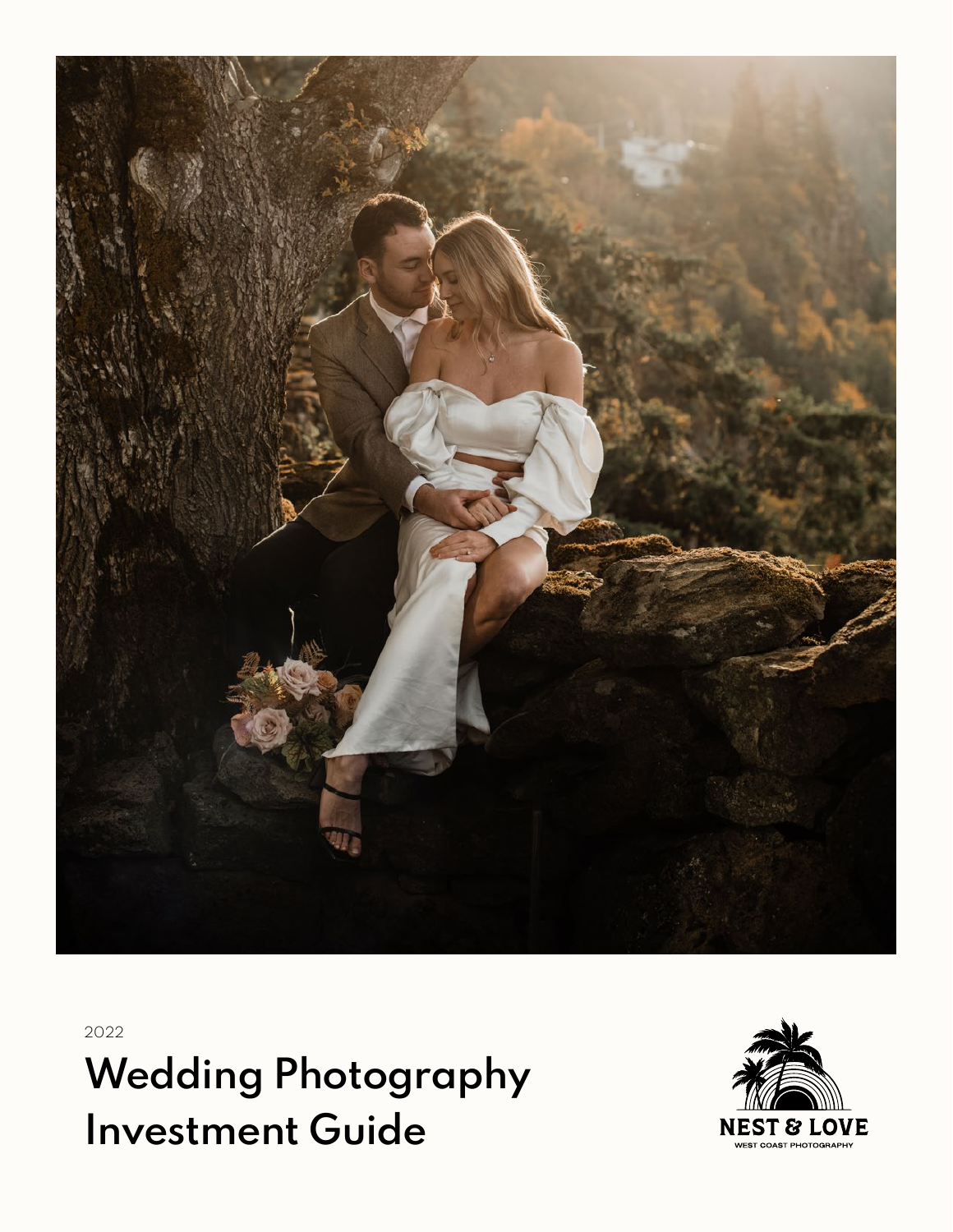2022

# Wedding Photography Investment Guide

NEST & LOVE
WEST COAST PHOTOGRAPHY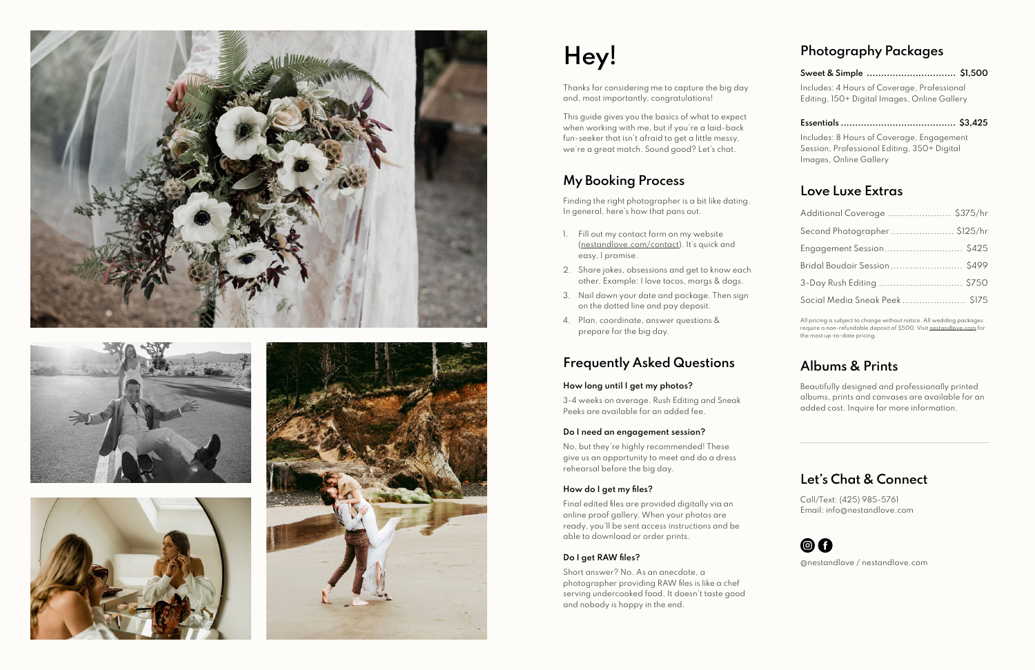# Hey!

Thanks for considering me to capture the big day and, most importantly, congratulations!

This guide gives you the basics of what to expect when working with me, but if you're a laid-back fun-seeker that isn't afraid to get a little messy, we're a great match. Sound good? Let's chat.

## My Booking Process

Finding the right photographer is a bit like dating. In general, here's how that pans out.

1. Fill out my contact form on my website (nestandlove.com/contact). It's quick and easy, I promise.
2. Share jokes, obsessions and get to know each other. Example: I love tacos, margs & dogs.
3. Nail down your date and package. Then sign on the dotted line and pay deposit.
4. Plan, coordinate, answer questions & prepare for the big day.

## Frequently Asked Questions

**How long until I get my photos?**

3-4 weeks on average. Rush Editing and Sneak Peeks are available for an added fee.

**Do I need an engagement session?**

No, but they're highly recommended! These give us an opportunity to meet and do a dress rehearsal before the big day.

**How do I get my files?**

Final edited files are provided digitally via an online proof gallery. When your photos are ready, you'll be sent access instructions and be able to download or order prints.

**Do I get RAW files?**

Short answer? No. As an anecdote, a photographer providing RAW files is like a chef serving undercooked food. It doesn't taste good and nobody is happy in the end.

## Photography Packages

**Sweet & Simple ............................... $1,500**

Includes: 4 Hours of Coverage, Professional Editing, 150+ Digital Images, Online Gallery

**Essentials ........................................ $3,425**

Includes: 8 Hours of Coverage, Engagement Session, Professional Editing, 350+ Digital Images, Online Gallery

## Love Luxe Extras

Additional Coverage ...................... $375/hr

Second Photographer...................... $125/hr

Engagement Session........................... $425

Bridal Boudoir Session......................... $499

3-Day Rush Editing ............................. $750

Social Media Sneak Peek...................... $175

All pricing is subject to change without notice. All wedding packages require a non-refundable deposit of $500. Visit nestandlove.com for the most up-to-date pricing.

## Albums & Prints

Beautifully designed and professionally printed albums, prints and canvases are available for an added cost. Inquire for more information.

## Let's Chat & Connect

Call/Text: (425) 985-5761
Email: info@nestandlove.com

@nestandlove / nestandlove.com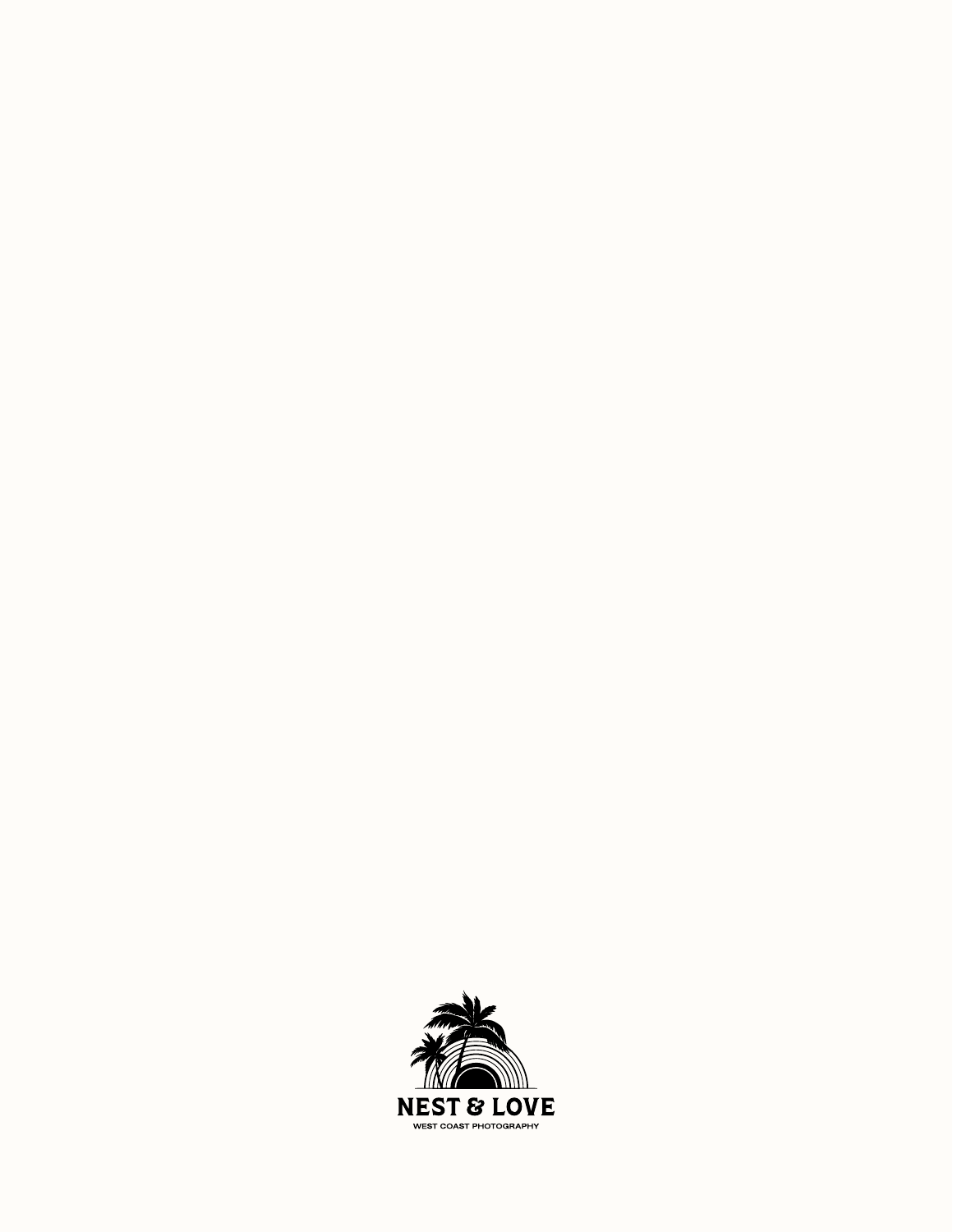NEST & LOVE

WEST COAST PHOTOGRAPHY